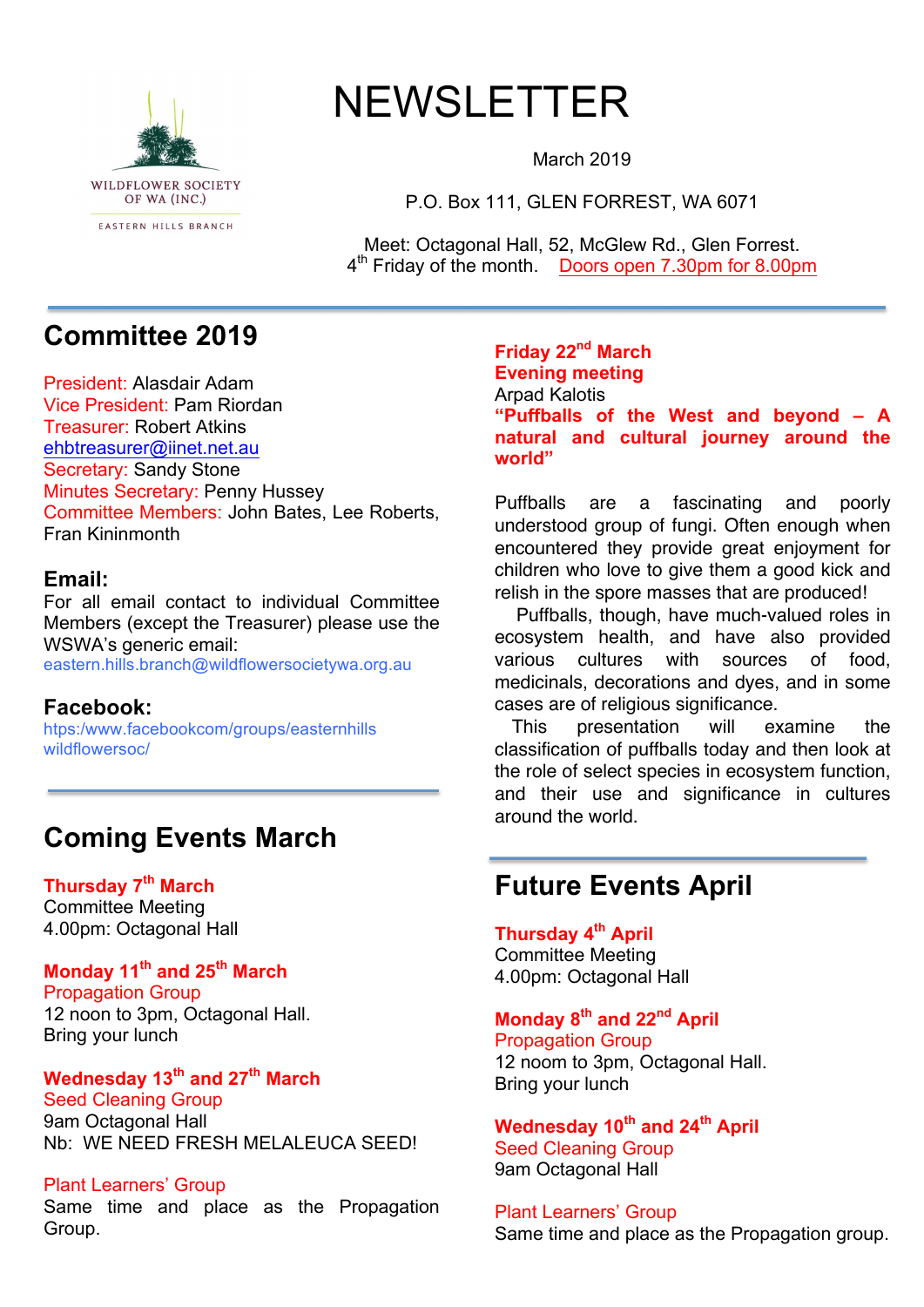WILDFLOWER SOCIETY OF WA (INC.)

EASTERN HILLS BRANCH

# NEWSLETTER

March 2019

P.O. Box 111, GLEN FORREST, WA 6071

Meet: Octagonal Hall, 52, McGlew Rd., Glen Forrest.
4th Friday of the month. Doors open 7.30pm for 8.00pm

## Committee 2019

President: Alasdair Adam
Vice President: Pam Riordan
Treasurer: Robert Atkins
ehbtreasurer@iinet.net.au
Secretary: Sandy Stone
Minutes Secretary: Penny Hussey
Committee Members: John Bates, Lee Roberts, Fran Kininmonth

### Email:

For all email contact to individual Committee Members (except the Treasurer) please use the WSWA's generic email:
eastern.hills.branch@wildflowersocietywa.org.au

### Facebook:

htps:/www.facebookcom/groups/easternhills wildflowersoc/

## Coming Events March

**Thursday 7th March**
Committee Meeting
4.00pm: Octagonal Hall

**Monday 11th and 25th March**
Propagation Group
12 noon to 3pm, Octagonal Hall.
Bring your lunch

**Wednesday 13th and 27th March**
Seed Cleaning Group
9am Octagonal Hall
Nb: WE NEED FRESH MELALEUCA SEED!

Plant Learners' Group
Same time and place as the Propagation Group.

**Friday 22nd March**
**Evening meeting**
Arpad Kalotis
**"Puffballs of the West and beyond – A natural and cultural journey around the world"**

Puffballs are a fascinating and poorly understood group of fungi. Often enough when encountered they provide great enjoyment for children who love to give them a good kick and relish in the spore masses that are produced!

Puffballs, though, have much-valued roles in ecosystem health, and have also provided various cultures with sources of food, medicinals, decorations and dyes, and in some cases are of religious significance.

This presentation will examine the classification of puffballs today and then look at the role of select species in ecosystem function, and their use and significance in cultures around the world.

## Future Events April

**Thursday 4th April**
Committee Meeting
4.00pm: Octagonal Hall

**Monday 8th and 22nd April**
Propagation Group
12 noom to 3pm, Octagonal Hall.
Bring your lunch

**Wednesday 10th and 24th April**
Seed Cleaning Group
9am Octagonal Hall

Plant Learners' Group
Same time and place as the Propagation group.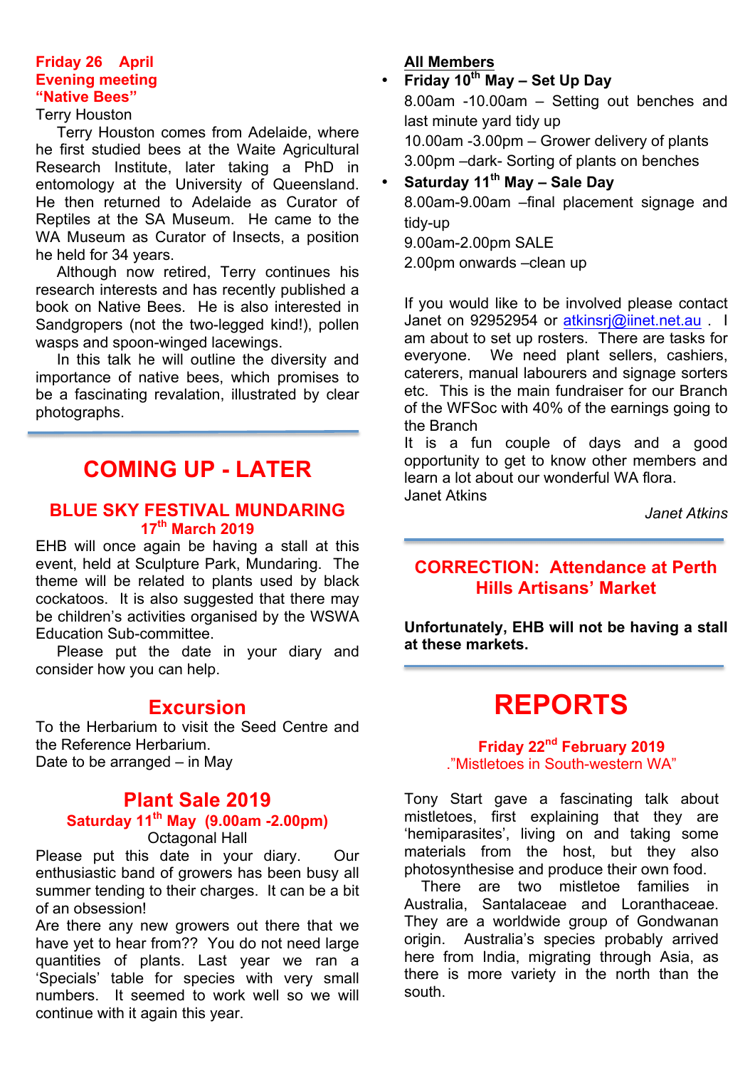**Friday 26 April**
**Evening meeting**
**"Native Bees"**

Terry Houston

Terry Houston comes from Adelaide, where he first studied bees at the Waite Agricultural Research Institute, later taking a PhD in entomology at the University of Queensland. He then returned to Adelaide as Curator of Reptiles at the SA Museum. He came to the WA Museum as Curator of Insects, a position he held for 34 years.

Although now retired, Terry continues his research interests and has recently published a book on Native Bees. He is also interested in Sandgropers (not the two-legged kind!), pollen wasps and spoon-winged lacewings.

In this talk he will outline the diversity and importance of native bees, which promises to be a fascinating revalation, illustrated by clear photographs.

# COMING UP - LATER

## BLUE SKY FESTIVAL MUNDARING

### 17th March 2019

EHB will once again be having a stall at this event, held at Sculpture Park, Mundaring. The theme will be related to plants used by black cockatoos. It is also suggested that there may be children's activities organised by the WSWA Education Sub-committee.

Please put the date in your diary and consider how you can help.

## Excursion

To the Herbarium to visit the Seed Centre and the Reference Herbarium.
Date to be arranged – in May

## Plant Sale 2019

### Saturday 11th May (9.00am -2.00pm)

Octagonal Hall

Please put this date in your diary. Our enthusiastic band of growers has been busy all summer tending to their charges. It can be a bit of an obsession!

Are there any new growers out there that we have yet to hear from?? You do not need large quantities of plants. Last year we ran a 'Specials' table for species with very small numbers. It seemed to work well so we will continue with it again this year.

**All Members**

- **Friday 10th May – Set Up Day**
  8.00am -10.00am – Setting out benches and last minute yard tidy up
  10.00am -3.00pm – Grower delivery of plants
  3.00pm –dark- Sorting of plants on benches
- **Saturday 11th May – Sale Day**
  8.00am-9.00am –final placement signage and tidy-up
  9.00am-2.00pm SALE
  2.00pm onwards –clean up

If you would like to be involved please contact Janet on 92952954 or atkinsrj@iinet.net.au . I am about to set up rosters. There are tasks for everyone. We need plant sellers, cashiers, caterers, manual labourers and signage sorters etc. This is the main fundraiser for our Branch of the WFSoc with 40% of the earnings going to the Branch

It is a fun couple of days and a good opportunity to get to know other members and learn a lot about our wonderful WA flora.
Janet Atkins

*Janet Atkins*

## CORRECTION: Attendance at Perth Hills Artisans' Market

**Unfortunately, EHB will not be having a stall at these markets.**

# REPORTS

### Friday 22nd February 2019

."Mistletoes in South-western WA"

Tony Start gave a fascinating talk about mistletoes, first explaining that they are 'hemiparasites', living on and taking some materials from the host, but they also photosynthesise and produce their own food.

There are two mistletoe families in Australia, Santalaceae and Loranthaceae. They are a worldwide group of Gondwanan origin. Australia's species probably arrived here from India, migrating through Asia, as there is more variety in the north than the south.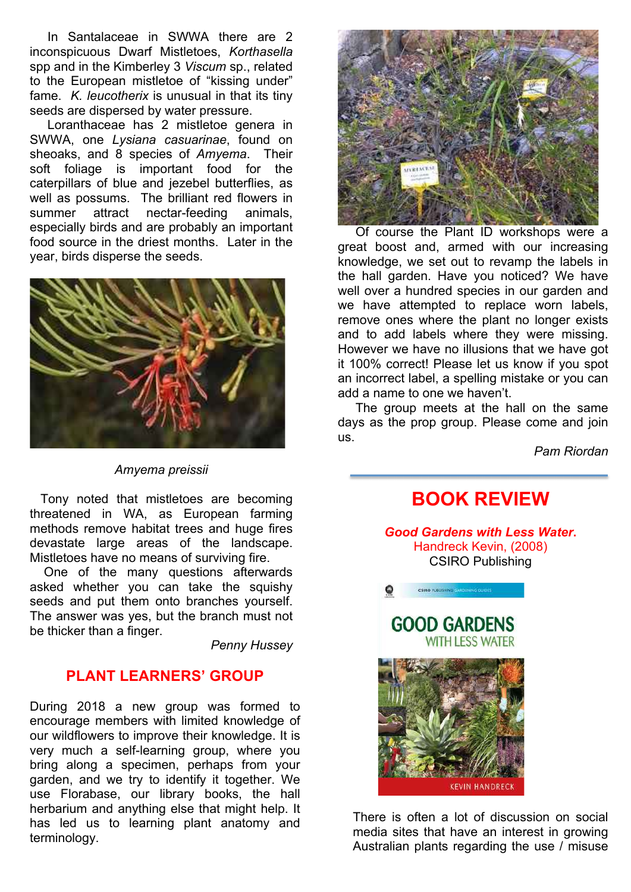In Santalaceae in SWWA there are 2 inconspicuous Dwarf Mistletoes, *Korthasella* spp and in the Kimberley 3 *Viscum* sp., related to the European mistletoe of "kissing under" fame. *K. leucotherix* is unusual in that its tiny seeds are dispersed by water pressure.

Loranthaceae has 2 mistletoe genera in SWWA, one *Lysiana casuarinae*, found on sheoaks, and 8 species of *Amyema*. Their soft foliage is important food for the caterpillars of blue and jezebel butterflies, as well as possums. The brilliant red flowers in summer attract nectar-feeding animals, especially birds and are probably an important food source in the driest months. Later in the year, birds disperse the seeds.

*Amyema preissii*

Tony noted that mistletoes are becoming threatened in WA, as European farming methods remove habitat trees and huge fires devastate large areas of the landscape. Mistletoes have no means of surviving fire.

One of the many questions afterwards asked whether you can take the squishy seeds and put them onto branches yourself. The answer was yes, but the branch must not be thicker than a finger.

*Penny Hussey*

## PLANT LEARNERS' GROUP

During 2018 a new group was formed to encourage members with limited knowledge of our wildflowers to improve their knowledge. It is very much a self-learning group, where you bring along a specimen, perhaps from your garden, and we try to identify it together. We use Florabase, our library books, the hall herbarium and anything else that might help. It has led us to learning plant anatomy and terminology.

Of course the Plant ID workshops were a great boost and, armed with our increasing knowledge, we set out to revamp the labels in the hall garden. Have you noticed? We have well over a hundred species in our garden and we have attempted to replace worn labels, remove ones where the plant no longer exists and to add labels where they were missing. However we have no illusions that we have got it 100% correct! Please let us know if you spot an incorrect label, a spelling mistake or you can add a name to one we haven't.

The group meets at the hall on the same days as the prop group. Please come and join us.

*Pam Riordan*

## BOOK REVIEW

***Good Gardens with Less Water.***
Handreck Kevin, (2008)
CSIRO Publishing

There is often a lot of discussion on social media sites that have an interest in growing Australian plants regarding the use / misuse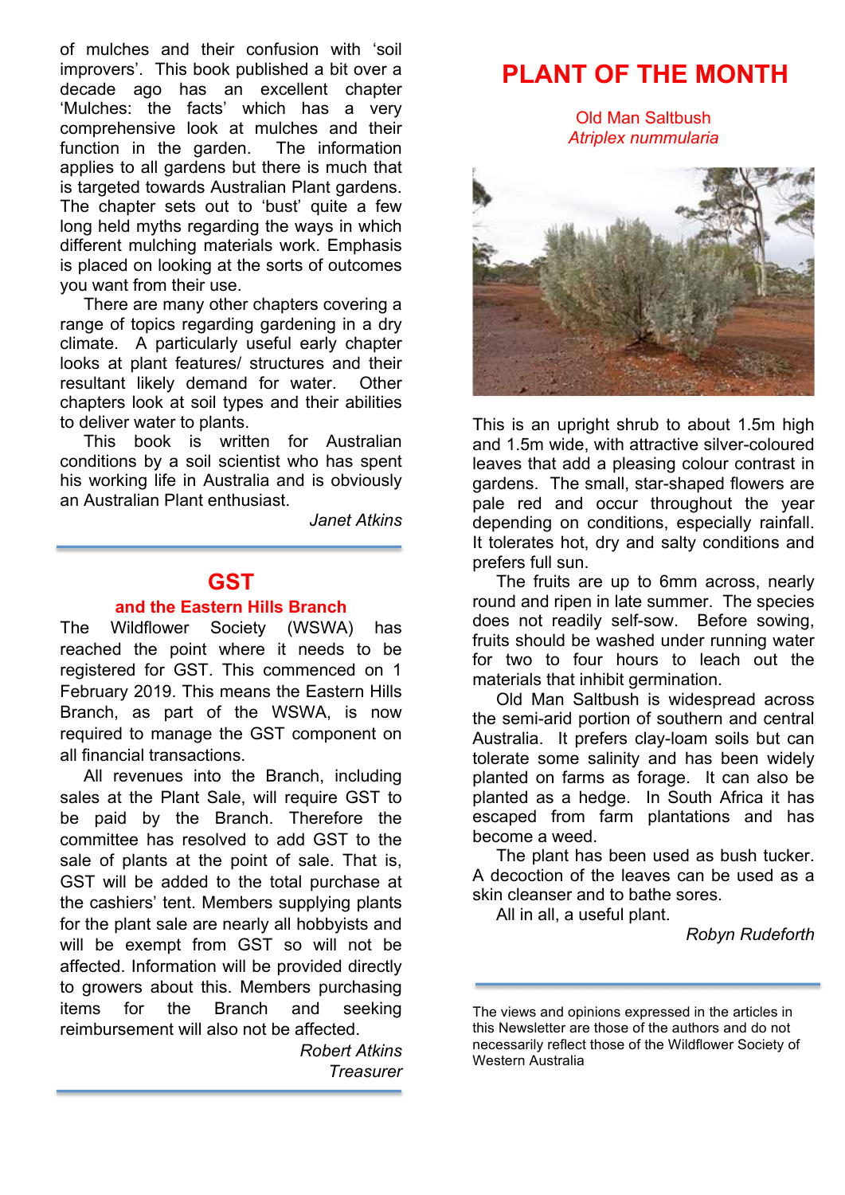of mulches and their confusion with 'soil improvers'. This book published a bit over a decade ago has an excellent chapter 'Mulches: the facts' which has a very comprehensive look at mulches and their function in the garden. The information applies to all gardens but there is much that is targeted towards Australian Plant gardens. The chapter sets out to 'bust' quite a few long held myths regarding the ways in which different mulching materials work. Emphasis is placed on looking at the sorts of outcomes you want from their use.

There are many other chapters covering a range of topics regarding gardening in a dry climate. A particularly useful early chapter looks at plant features/ structures and their resultant likely demand for water. Other chapters look at soil types and their abilities to deliver water to plants.

This book is written for Australian conditions by a soil scientist who has spent his working life in Australia and is obviously an Australian Plant enthusiast.

*Janet Atkins*

---

## GST

### and the Eastern Hills Branch

The Wildflower Society (WSWA) has reached the point where it needs to be registered for GST. This commenced on 1 February 2019. This means the Eastern Hills Branch, as part of the WSWA, is now required to manage the GST component on all financial transactions.

All revenues into the Branch, including sales at the Plant Sale, will require GST to be paid by the Branch. Therefore the committee has resolved to add GST to the sale of plants at the point of sale. That is, GST will be added to the total purchase at the cashiers' tent. Members supplying plants for the plant sale are nearly all hobbyists and will be exempt from GST so will not be affected. Information will be provided directly to growers about this. Members purchasing items for the Branch and seeking reimbursement will also not be affected.

*Robert Atkins*
*Treasurer*

---

# PLANT OF THE MONTH

Old Man Saltbush
*Atriplex nummularia*

This is an upright shrub to about 1.5m high and 1.5m wide, with attractive silver-coloured leaves that add a pleasing colour contrast in gardens. The small, star-shaped flowers are pale red and occur throughout the year depending on conditions, especially rainfall. It tolerates hot, dry and salty conditions and prefers full sun.

The fruits are up to 6mm across, nearly round and ripen in late summer. The species does not readily self-sow. Before sowing, fruits should be washed under running water for two to four hours to leach out the materials that inhibit germination.

Old Man Saltbush is widespread across the semi-arid portion of southern and central Australia. It prefers clay-loam soils but can tolerate some salinity and has been widely planted on farms as forage. It can also be planted as a hedge. In South Africa it has escaped from farm plantations and has become a weed.

The plant has been used as bush tucker. A decoction of the leaves can be used as a skin cleanser and to bathe sores.

All in all, a useful plant.

*Robyn Rudeforth*

---

The views and opinions expressed in the articles in this Newsletter are those of the authors and do not necessarily reflect those of the Wildflower Society of Western Australia